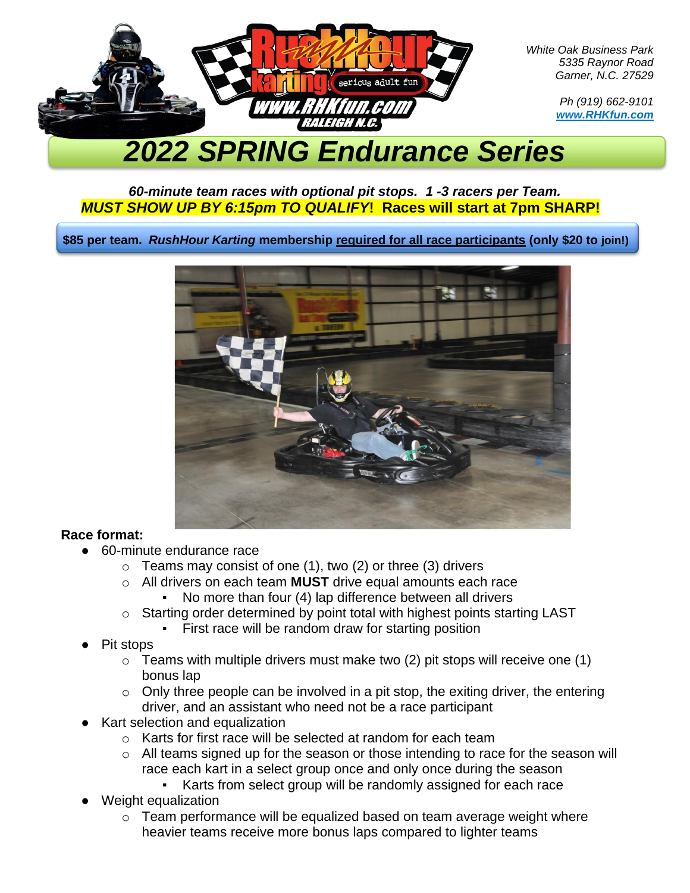White Oak Business Park
5335 Raynor Road
Garner, N.C. 27529

Ph (919) 662-9101
www.RHKfun.com

# 2022 SPRING Endurance Series

***60-minute team races with optional pit stops. 1 -3 racers per Team.***
***MUST SHOW UP BY 6:15pm TO QUALIFY*! Races will start at 7pm SHARP!**

**$85 per team. *RushHour Karting* membership required for all race participants (only $20 to join!)**

**Race format:**

- 60-minute endurance race
  - Teams may consist of one (1), two (2) or three (3) drivers
  - All drivers on each team **MUST** drive equal amounts each race
    - No more than four (4) lap difference between all drivers
  - Starting order determined by point total with highest points starting LAST
    - First race will be random draw for starting position
- Pit stops
  - Teams with multiple drivers must make two (2) pit stops will receive one (1) bonus lap
  - Only three people can be involved in a pit stop, the exiting driver, the entering driver, and an assistant who need not be a race participant
- Kart selection and equalization
  - Karts for first race will be selected at random for each team
  - All teams signed up for the season or those intending to race for the season will race each kart in a select group once and only once during the season
    - Karts from select group will be randomly assigned for each race
- Weight equalization
  - Team performance will be equalized based on team average weight where heavier teams receive more bonus laps compared to lighter teams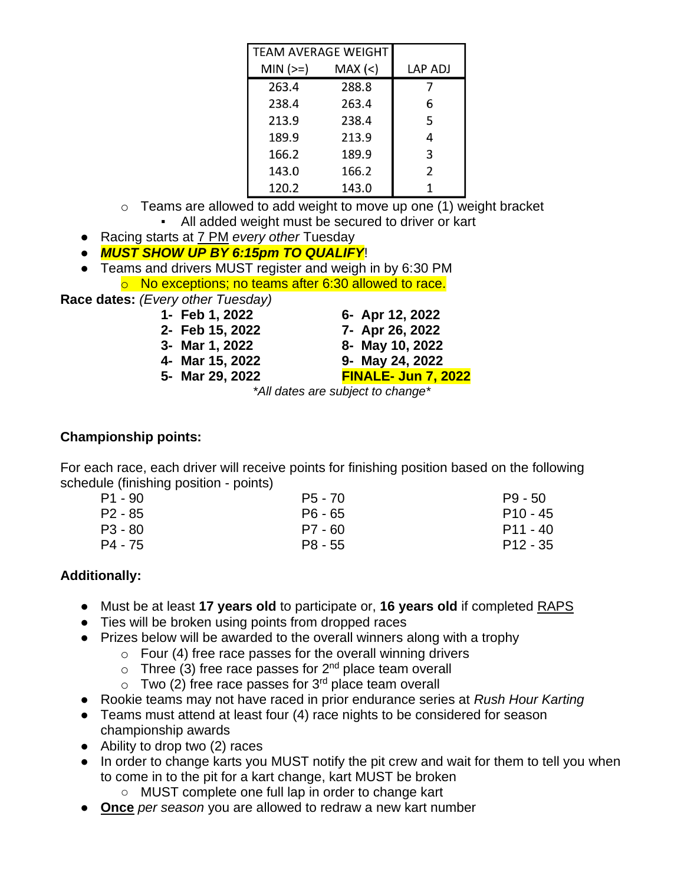| TEAM AVERAGE WEIGHT | | |
| --- | --- | --- |
| MIN (>=) | MAX (<) | LAP ADJ |
| 263.4 | 288.8 | 7 |
| 238.4 | 263.4 | 6 |
| 213.9 | 238.4 | 5 |
| 189.9 | 213.9 | 4 |
| 166.2 | 189.9 | 3 |
| 143.0 | 166.2 | 2 |
| 120.2 | 143.0 | 1 |

- Teams are allowed to add weight to move up one (1) weight bracket
  - All added weight must be secured to driver or kart
- Racing starts at 7 PM *every other* Tuesday
- ***MUST SHOW UP BY 6:15pm TO QUALIFY***!
- Teams and drivers MUST register and weigh in by 6:30 PM
  - No exceptions; no teams after 6:30 allowed to race.

**Race dates:** *(Every other Tuesday)*

**1- Feb 1, 2022**
**2- Feb 15, 2022**
**3- Mar 1, 2022**
**4- Mar 15, 2022**
**5- Mar 29, 2022**
**6- Apr 12, 2022**
**7- Apr 26, 2022**
**8- May 10, 2022**
**9- May 24, 2022**
**FINALE- Jun 7, 2022**

*\*All dates are subject to change\**

**Championship points:**

For each race, each driver will receive points for finishing position based on the following schedule (finishing position - points)

P1 - 90
P2 - 85
P3 - 80
P4 - 75
P5 - 70
P6 - 65
P7 - 60
P8 - 55
P9 - 50
P10 - 45
P11 - 40
P12 - 35

**Additionally:**

- Must be at least **17 years old** to participate or, **16 years old** if completed RAPS
- Ties will be broken using points from dropped races
- Prizes below will be awarded to the overall winners along with a trophy
  - Four (4) free race passes for the overall winning drivers
  - Three (3) free race passes for 2nd place team overall
  - Two (2) free race passes for 3rd place team overall
- Rookie teams may not have raced in prior endurance series at *Rush Hour Karting*
- Teams must attend at least four (4) race nights to be considered for season championship awards
- Ability to drop two (2) races
- In order to change karts you MUST notify the pit crew and wait for them to tell you when to come in to the pit for a kart change, kart MUST be broken
  - MUST complete one full lap in order to change kart
- **Once** *per season* you are allowed to redraw a new kart number